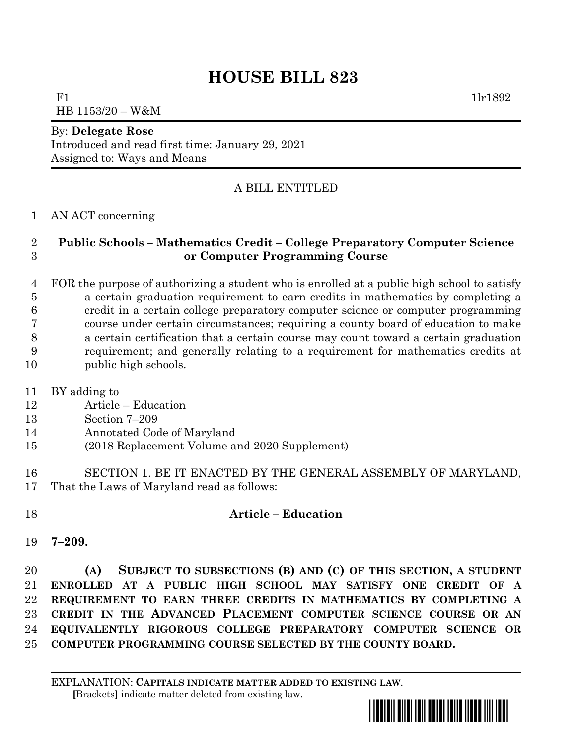# HOUSE BILL 823

F1 1lr1892

HB 1153/20 – W&M

By: **Delegate Rose**

Introduced and read first time: January 29, 2021

Assigned to: Ways and Means

A BILL ENTITLED

1 AN ACT concerning

2 **Public Schools – Mathematics Credit – College Preparatory Computer Science**
3 **or Computer Programming Course**

4 FOR the purpose of authorizing a student who is enrolled at a public high school to satisfy
5 a certain graduation requirement to earn credits in mathematics by completing a
6 credit in a certain college preparatory computer science or computer programming
7 course under certain circumstances; requiring a county board of education to make
8 a certain certification that a certain course may count toward a certain graduation
9 requirement; and generally relating to a requirement for mathematics credits at
10 public high schools.

11 BY adding to
12 Article – Education
13 Section 7–209
14 Annotated Code of Maryland
15 (2018 Replacement Volume and 2020 Supplement)

16 SECTION 1. BE IT ENACTED BY THE GENERAL ASSEMBLY OF MARYLAND,
17 That the Laws of Maryland read as follows:

18 **Article – Education**

19 **7–209.**

20 **(A) SUBJECT TO SUBSECTIONS (B) AND (C) OF THIS SECTION, A STUDENT**
21 **ENROLLED AT A PUBLIC HIGH SCHOOL MAY SATISFY ONE CREDIT OF A**
22 **REQUIREMENT TO EARN THREE CREDITS IN MATHEMATICS BY COMPLETING A**
23 **CREDIT IN THE ADVANCED PLACEMENT COMPUTER SCIENCE COURSE OR AN**
24 **EQUIVALENTLY RIGOROUS COLLEGE PREPARATORY COMPUTER SCIENCE OR**
25 **COMPUTER PROGRAMMING COURSE SELECTED BY THE COUNTY BOARD.**

EXPLANATION: **CAPITALS INDICATE MATTER ADDED TO EXISTING LAW.**
**[**Brackets**]** indicate matter deleted from existing law.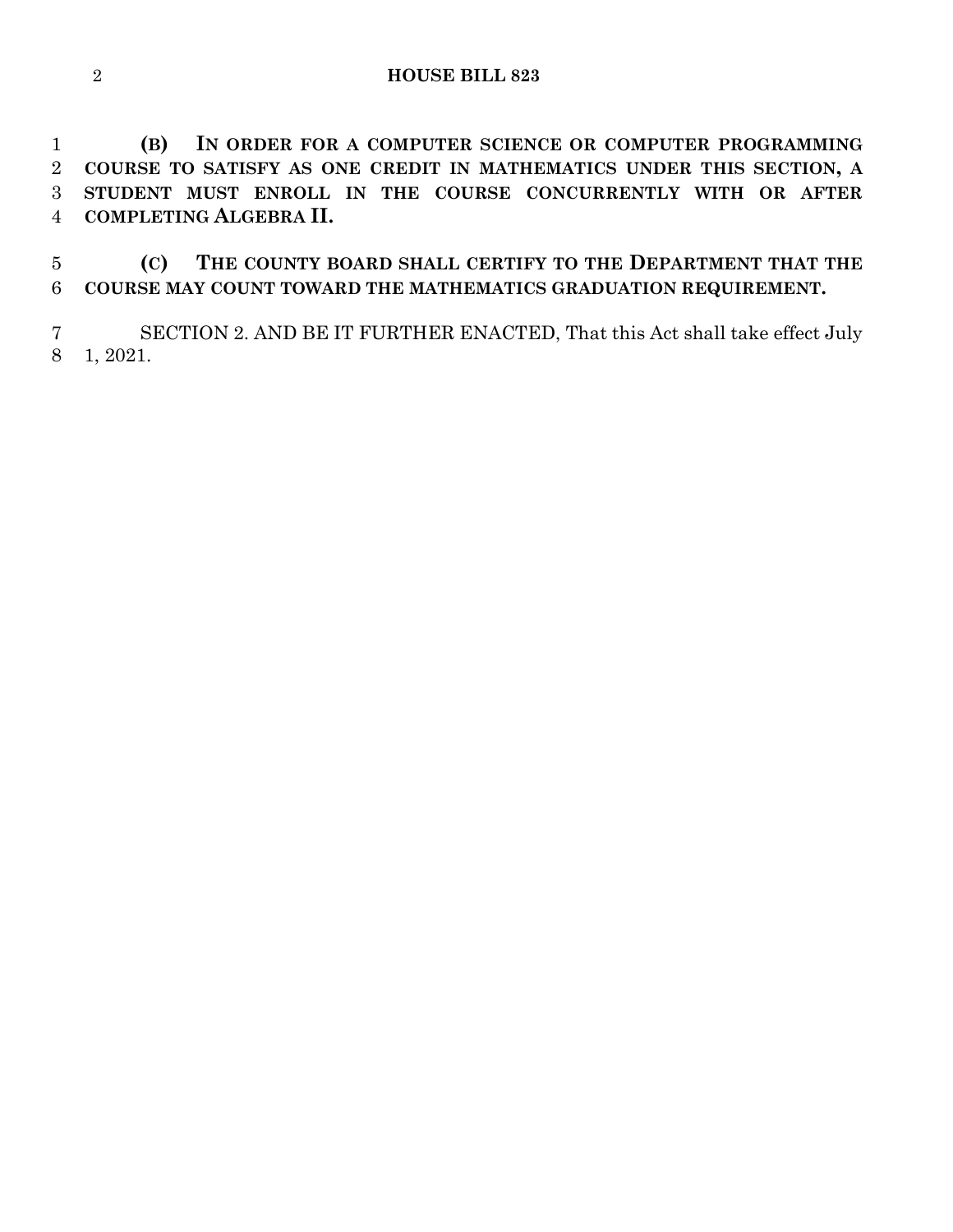**(B) IN ORDER FOR A COMPUTER SCIENCE OR COMPUTER PROGRAMMING COURSE TO SATISFY AS ONE CREDIT IN MATHEMATICS UNDER THIS SECTION, A STUDENT MUST ENROLL IN THE COURSE CONCURRENTLY WITH OR AFTER COMPLETING ALGEBRA II.**

**(C) THE COUNTY BOARD SHALL CERTIFY TO THE DEPARTMENT THAT THE COURSE MAY COUNT TOWARD THE MATHEMATICS GRADUATION REQUIREMENT.**

SECTION 2. AND BE IT FURTHER ENACTED, That this Act shall take effect July 1, 2021.